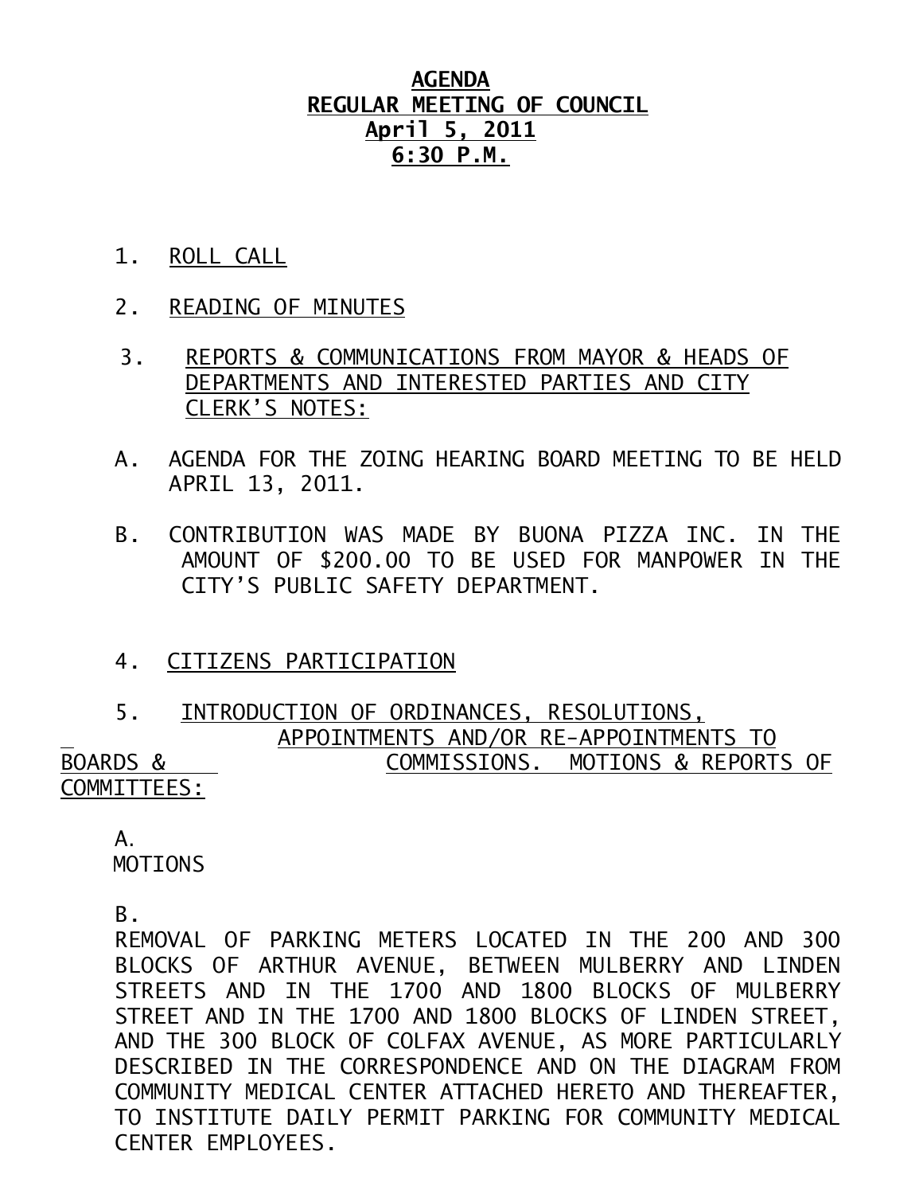# AGENDA
## REGULAR MEETING OF COUNCIL
## April 5, 2011
## 6:30 P.M.

1. ROLL CALL

2. READING OF MINUTES

3. REPORTS & COMMUNICATIONS FROM MAYOR & HEADS OF DEPARTMENTS AND INTERESTED PARTIES AND CITY CLERK'S NOTES:

A. AGENDA FOR THE ZOING HEARING BOARD MEETING TO BE HELD APRIL 13, 2011.

B. CONTRIBUTION WAS MADE BY BUONA PIZZA INC. IN THE AMOUNT OF $200.00 TO BE USED FOR MANPOWER IN THE CITY'S PUBLIC SAFETY DEPARTMENT.

4. CITIZENS PARTICIPATION

5. INTRODUCTION OF ORDINANCES, RESOLUTIONS, APPOINTMENTS AND/OR RE-APPOINTMENTS TO BOARDS & COMMISSIONS. MOTIONS & REPORTS OF COMMITTEES:

A. MOTIONS

B. REMOVAL OF PARKING METERS LOCATED IN THE 200 AND 300 BLOCKS OF ARTHUR AVENUE, BETWEEN MULBERRY AND LINDEN STREETS AND IN THE 1700 AND 1800 BLOCKS OF MULBERRY STREET AND IN THE 1700 AND 1800 BLOCKS OF LINDEN STREET, AND THE 300 BLOCK OF COLFAX AVENUE, AS MORE PARTICULARLY DESCRIBED IN THE CORRESPONDENCE AND ON THE DIAGRAM FROM COMMUNITY MEDICAL CENTER ATTACHED HERETO AND THEREAFTER, TO INSTITUTE DAILY PERMIT PARKING FOR COMMUNITY MEDICAL CENTER EMPLOYEES.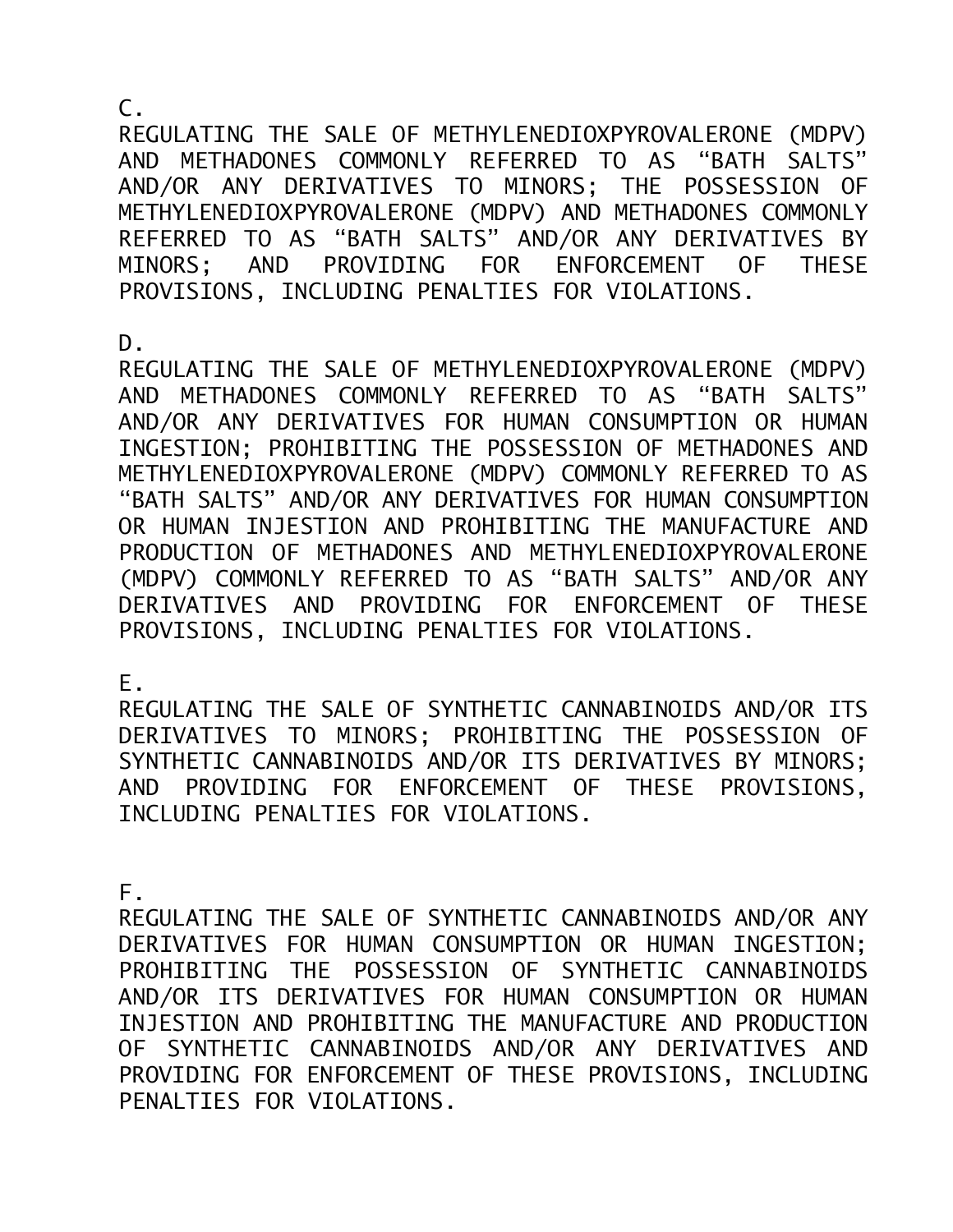C.

REGULATING THE SALE OF METHYLENEDIOXPYROVALERONE (MDPV) AND METHADONES COMMONLY REFERRED TO AS “BATH SALTS” AND/OR ANY DERIVATIVES TO MINORS; THE POSSESSION OF METHYLENEDIOXPYROVALERONE (MDPV) AND METHADONES COMMONLY REFERRED TO AS “BATH SALTS” AND/OR ANY DERIVATIVES BY MINORS; AND PROVIDING FOR ENFORCEMENT OF THESE PROVISIONS, INCLUDING PENALTIES FOR VIOLATIONS.

D.

REGULATING THE SALE OF METHYLENEDIOXPYROVALERONE (MDPV) AND METHADONES COMMONLY REFERRED TO AS “BATH SALTS” AND/OR ANY DERIVATIVES FOR HUMAN CONSUMPTION OR HUMAN INGESTION; PROHIBITING THE POSSESSION OF METHADONES AND METHYLENEDIOXPYROVALERONE (MDPV) COMMONLY REFERRED TO AS “BATH SALTS” AND/OR ANY DERIVATIVES FOR HUMAN CONSUMPTION OR HUMAN INJESTION AND PROHIBITING THE MANUFACTURE AND PRODUCTION OF METHADONES AND METHYLENEDIOXPYROVALERONE (MDPV) COMMONLY REFERRED TO AS “BATH SALTS” AND/OR ANY DERIVATIVES AND PROVIDING FOR ENFORCEMENT OF THESE PROVISIONS, INCLUDING PENALTIES FOR VIOLATIONS.

E.

REGULATING THE SALE OF SYNTHETIC CANNABINOIDS AND/OR ITS DERIVATIVES TO MINORS; PROHIBITING THE POSSESSION OF SYNTHETIC CANNABINOIDS AND/OR ITS DERIVATIVES BY MINORS; AND PROVIDING FOR ENFORCEMENT OF THESE PROVISIONS, INCLUDING PENALTIES FOR VIOLATIONS.

F.

REGULATING THE SALE OF SYNTHETIC CANNABINOIDS AND/OR ANY DERIVATIVES FOR HUMAN CONSUMPTION OR HUMAN INGESTION; PROHIBITING THE POSSESSION OF SYNTHETIC CANNABINOIDS AND/OR ITS DERIVATIVES FOR HUMAN CONSUMPTION OR HUMAN INJESTION AND PROHIBITING THE MANUFACTURE AND PRODUCTION OF SYNTHETIC CANNABINOIDS AND/OR ANY DERIVATIVES AND PROVIDING FOR ENFORCEMENT OF THESE PROVISIONS, INCLUDING PENALTIES FOR VIOLATIONS.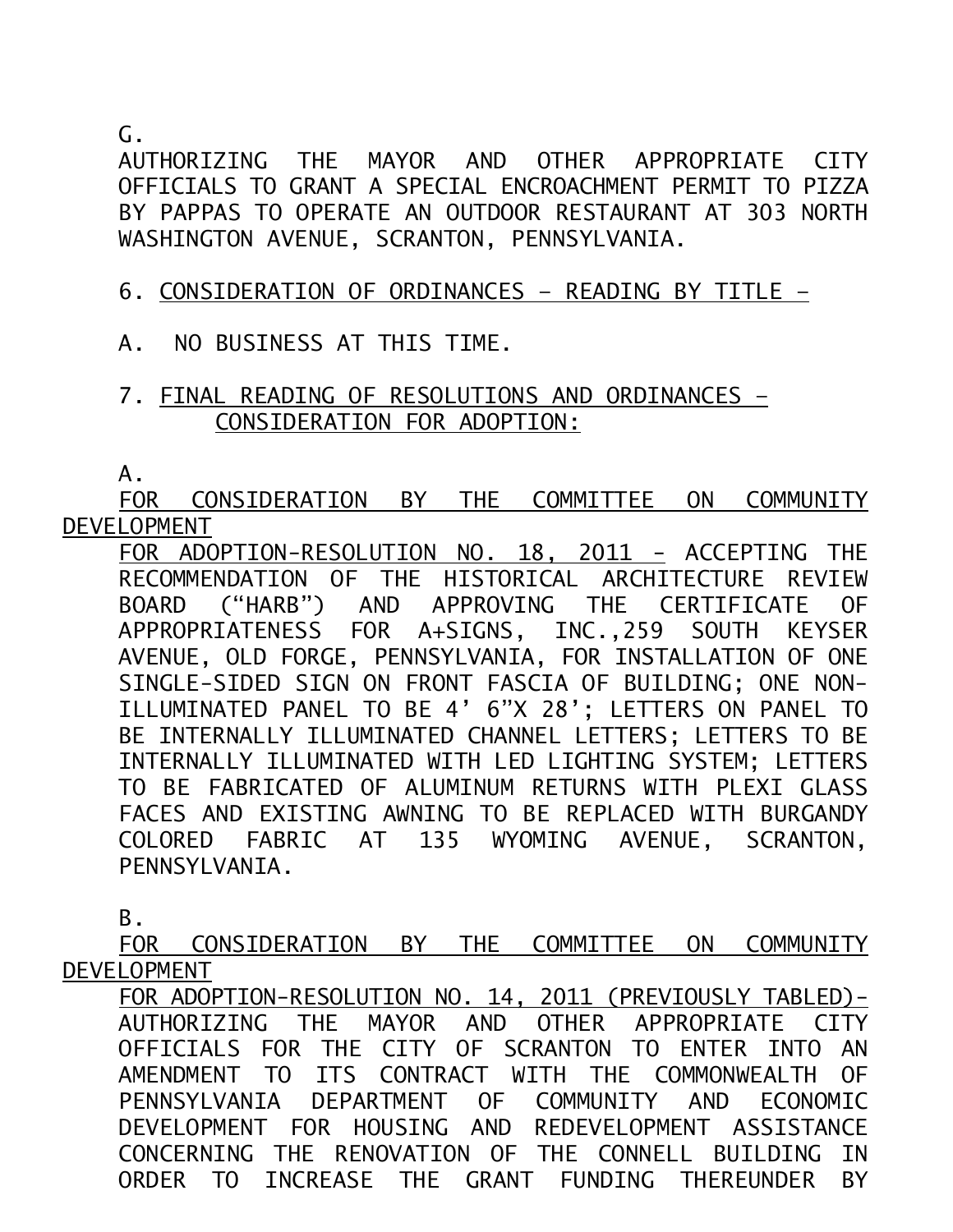G.
AUTHORIZING THE MAYOR AND OTHER APPROPRIATE CITY OFFICIALS TO GRANT A SPECIAL ENCROACHMENT PERMIT TO PIZZA BY PAPPAS TO OPERATE AN OUTDOOR RESTAURANT AT 303 NORTH WASHINGTON AVENUE, SCRANTON, PENNSYLVANIA.

6. CONSIDERATION OF ORDINANCES – READING BY TITLE –

A. NO BUSINESS AT THIS TIME.

7. FINAL READING OF RESOLUTIONS AND ORDINANCES – CONSIDERATION FOR ADOPTION:

A.
FOR CONSIDERATION BY THE COMMITTEE ON COMMUNITY DEVELOPMENT
FOR ADOPTION-RESOLUTION NO. 18, 2011 - ACCEPTING THE RECOMMENDATION OF THE HISTORICAL ARCHITECTURE REVIEW BOARD ("HARB") AND APPROVING THE CERTIFICATE OF APPROPRIATENESS FOR A+SIGNS, INC.,259 SOUTH KEYSER AVENUE, OLD FORGE, PENNSYLVANIA, FOR INSTALLATION OF ONE SINGLE-SIDED SIGN ON FRONT FASCIA OF BUILDING; ONE NON-ILLUMINATED PANEL TO BE 4' 6"X 28'; LETTERS ON PANEL TO BE INTERNALLY ILLUMINATED CHANNEL LETTERS; LETTERS TO BE INTERNALLY ILLUMINATED WITH LED LIGHTING SYSTEM; LETTERS TO BE FABRICATED OF ALUMINUM RETURNS WITH PLEXI GLASS FACES AND EXISTING AWNING TO BE REPLACED WITH BURGANDY COLORED FABRIC AT 135 WYOMING AVENUE, SCRANTON, PENNSYLVANIA.

B.
FOR CONSIDERATION BY THE COMMITTEE ON COMMUNITY DEVELOPMENT
FOR ADOPTION-RESOLUTION NO. 14, 2011 (PREVIOUSLY TABLED)- AUTHORIZING THE MAYOR AND OTHER APPROPRIATE CITY OFFICIALS FOR THE CITY OF SCRANTON TO ENTER INTO AN AMENDMENT TO ITS CONTRACT WITH THE COMMONWEALTH OF PENNSYLVANIA DEPARTMENT OF COMMUNITY AND ECONOMIC DEVELOPMENT FOR HOUSING AND REDEVELOPMENT ASSISTANCE CONCERNING THE RENOVATION OF THE CONNELL BUILDING IN ORDER TO INCREASE THE GRANT FUNDING THEREUNDER BY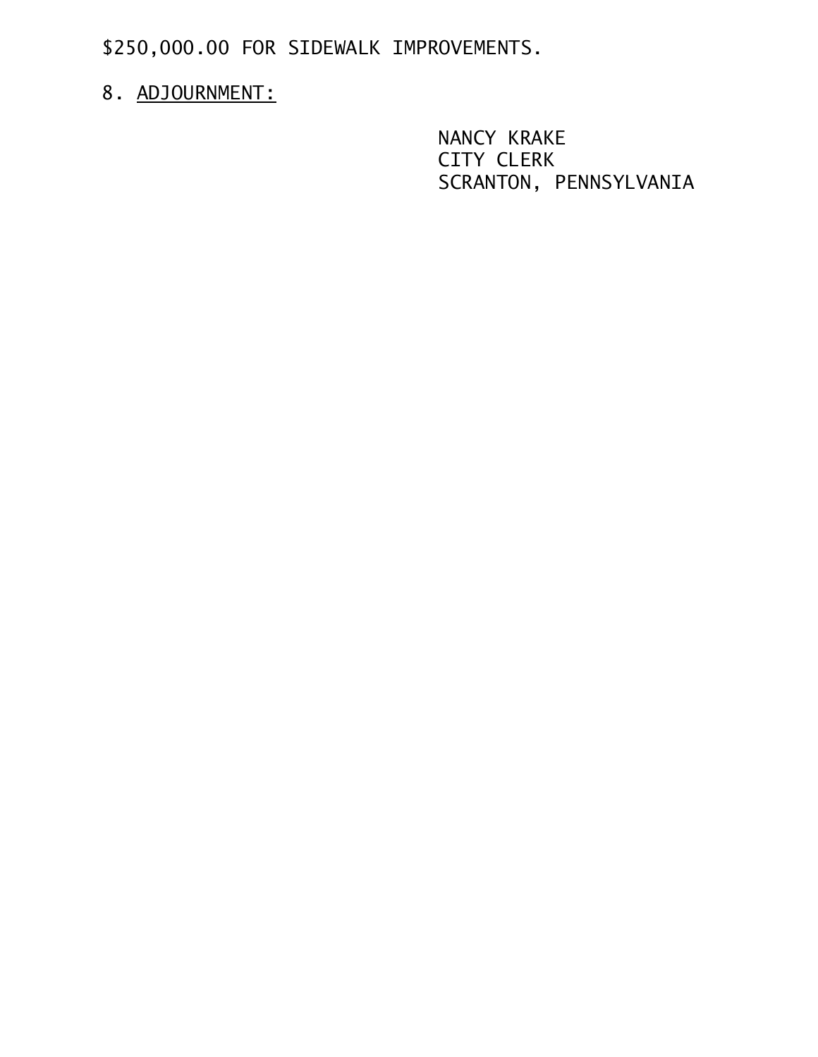$250,000.00 FOR SIDEWALK IMPROVEMENTS.

8. ADJOURNMENT:

NANCY KRAKE
CITY CLERK
SCRANTON, PENNSYLVANIA